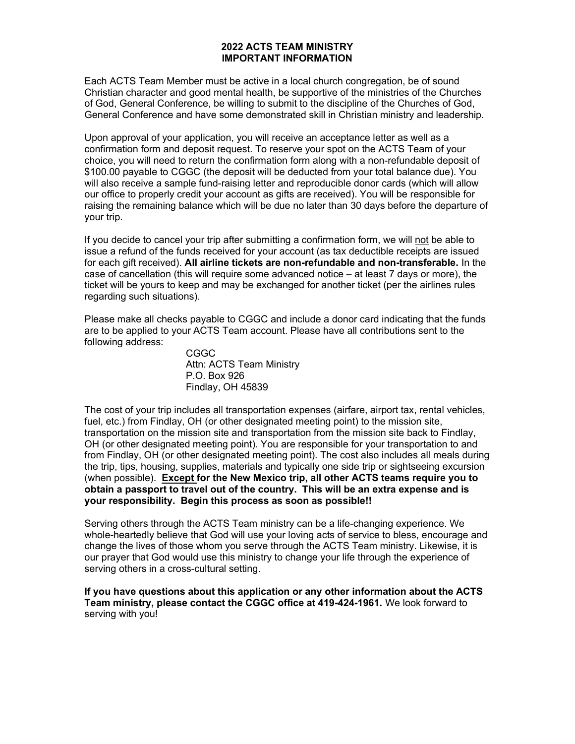# 2022 ACTS TEAM MINISTRY
## IMPORTANT INFORMATION

Each ACTS Team Member must be active in a local church congregation, be of sound Christian character and good mental health, be supportive of the ministries of the Churches of God, General Conference, be willing to submit to the discipline of the Churches of God, General Conference and have some demonstrated skill in Christian ministry and leadership.

Upon approval of your application, you will receive an acceptance letter as well as a confirmation form and deposit request. To reserve your spot on the ACTS Team of your choice, you will need to return the confirmation form along with a non-refundable deposit of $100.00 payable to CGGC (the deposit will be deducted from your total balance due). You will also receive a sample fund-raising letter and reproducible donor cards (which will allow our office to properly credit your account as gifts are received). You will be responsible for raising the remaining balance which will be due no later than 30 days before the departure of your trip.

If you decide to cancel your trip after submitting a confirmation form, we will <u>not</u> be able to issue a refund of the funds received for your account (as tax deductible receipts are issued for each gift received). **All airline tickets are non-refundable and non-transferable.** In the case of cancellation (this will require some advanced notice – at least 7 days or more), the ticket will be yours to keep and may be exchanged for another ticket (per the airlines rules regarding such situations).

Please make all checks payable to CGGC and include a donor card indicating that the funds are to be applied to your ACTS Team account. Please have all contributions sent to the following address:

CGGC
Attn: ACTS Team Ministry
P.O. Box 926
Findlay, OH 45839

The cost of your trip includes all transportation expenses (airfare, airport tax, rental vehicles, fuel, etc.) from Findlay, OH (or other designated meeting point) to the mission site, transportation on the mission site and transportation from the mission site back to Findlay, OH (or other designated meeting point). You are responsible for your transportation to and from Findlay, OH (or other designated meeting point). The cost also includes all meals during the trip, tips, housing, supplies, materials and typically one side trip or sightseeing excursion (when possible). **<u>Except</u> for the New Mexico trip, all other ACTS teams require you to obtain a passport to travel out of the country. This will be an extra expense and is your responsibility. Begin this process as soon as possible!!**

Serving others through the ACTS Team ministry can be a life-changing experience. We whole-heartedly believe that God will use your loving acts of service to bless, encourage and change the lives of those whom you serve through the ACTS Team ministry. Likewise, it is our prayer that God would use this ministry to change your life through the experience of serving others in a cross-cultural setting.

**If you have questions about this application or any other information about the ACTS Team ministry, please contact the CGGC office at 419-424-1961.** We look forward to serving with you!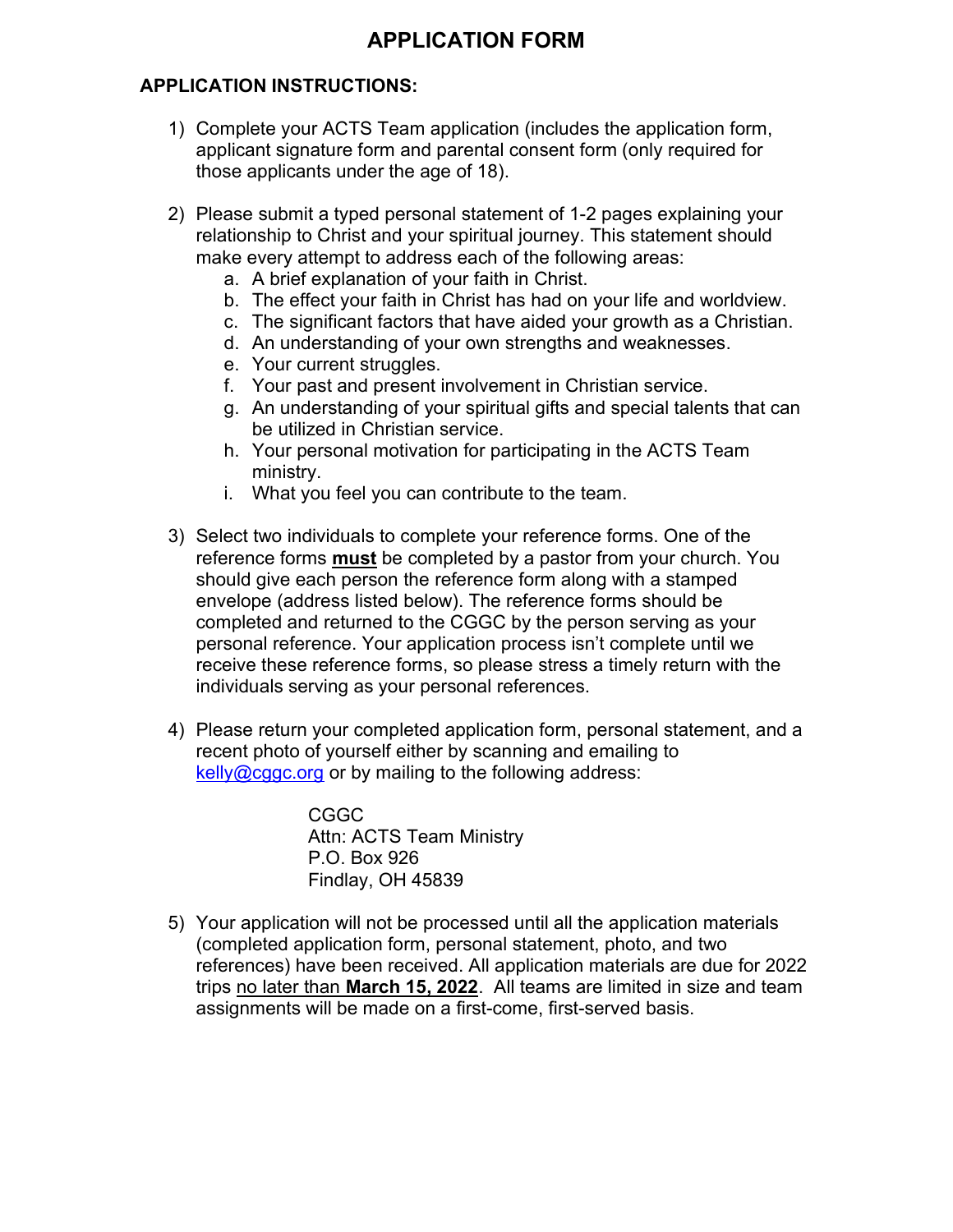# APPLICATION FORM

## APPLICATION INSTRUCTIONS:

1) Complete your ACTS Team application (includes the application form, applicant signature form and parental consent form (only required for those applicants under the age of 18).

2) Please submit a typed personal statement of 1-2 pages explaining your relationship to Christ and your spiritual journey. This statement should make every attempt to address each of the following areas:
   a. A brief explanation of your faith in Christ.
   b. The effect your faith in Christ has had on your life and worldview.
   c. The significant factors that have aided your growth as a Christian.
   d. An understanding of your own strengths and weaknesses.
   e. Your current struggles.
   f. Your past and present involvement in Christian service.
   g. An understanding of your spiritual gifts and special talents that can be utilized in Christian service.
   h. Your personal motivation for participating in the ACTS Team ministry.
   i. What you feel you can contribute to the team.

3) Select two individuals to complete your reference forms. One of the reference forms **must** be completed by a pastor from your church. You should give each person the reference form along with a stamped envelope (address listed below). The reference forms should be completed and returned to the CGGC by the person serving as your personal reference. Your application process isn't complete until we receive these reference forms, so please stress a timely return with the individuals serving as your personal references.

4) Please return your completed application form, personal statement, and a recent photo of yourself either by scanning and emailing to kelly@cggc.org or by mailing to the following address:

   CGGC
   Attn: ACTS Team Ministry
   P.O. Box 926
   Findlay, OH 45839

5) Your application will not be processed until all the application materials (completed application form, personal statement, photo, and two references) have been received. All application materials are due for 2022 trips no later than **March 15, 2022**. All teams are limited in size and team assignments will be made on a first-come, first-served basis.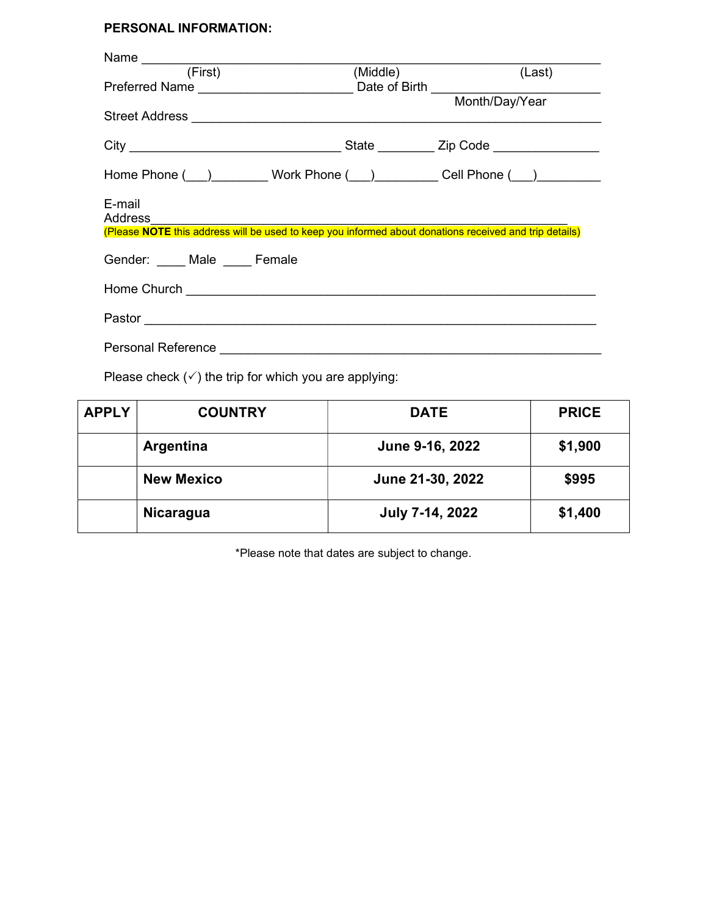**PERSONAL INFORMATION:**

Name ___________________________________________________________
(First) (Middle) (Last)

Preferred Name _____________________ Date of Birth _______________________
Month/Day/Year

Street Address ____________________________________________________

City ______________________________ State ________ Zip Code _______________

Home Phone (___)________ Work Phone (___)_________ Cell Phone (___)_________

E-mail Address_________________________________________________________

(Please **NOTE** this address will be used to keep you informed about donations received and trip details)

Gender: ____ Male ____ Female

Home Church ______________________________________________________

Pastor ___________________________________________________________

Personal Reference _________________________________________________

Please check (✓) the trip for which you are applying:

| APPLY | COUNTRY | DATE | PRICE |
|---|---|---|---|
| | **Argentina** | **June 9-16, 2022** | **$1,900** |
| | **New Mexico** | **June 21-30, 2022** | **$995** |
| | **Nicaragua** | **July 7-14, 2022** | **$1,400** |

*Please note that dates are subject to change.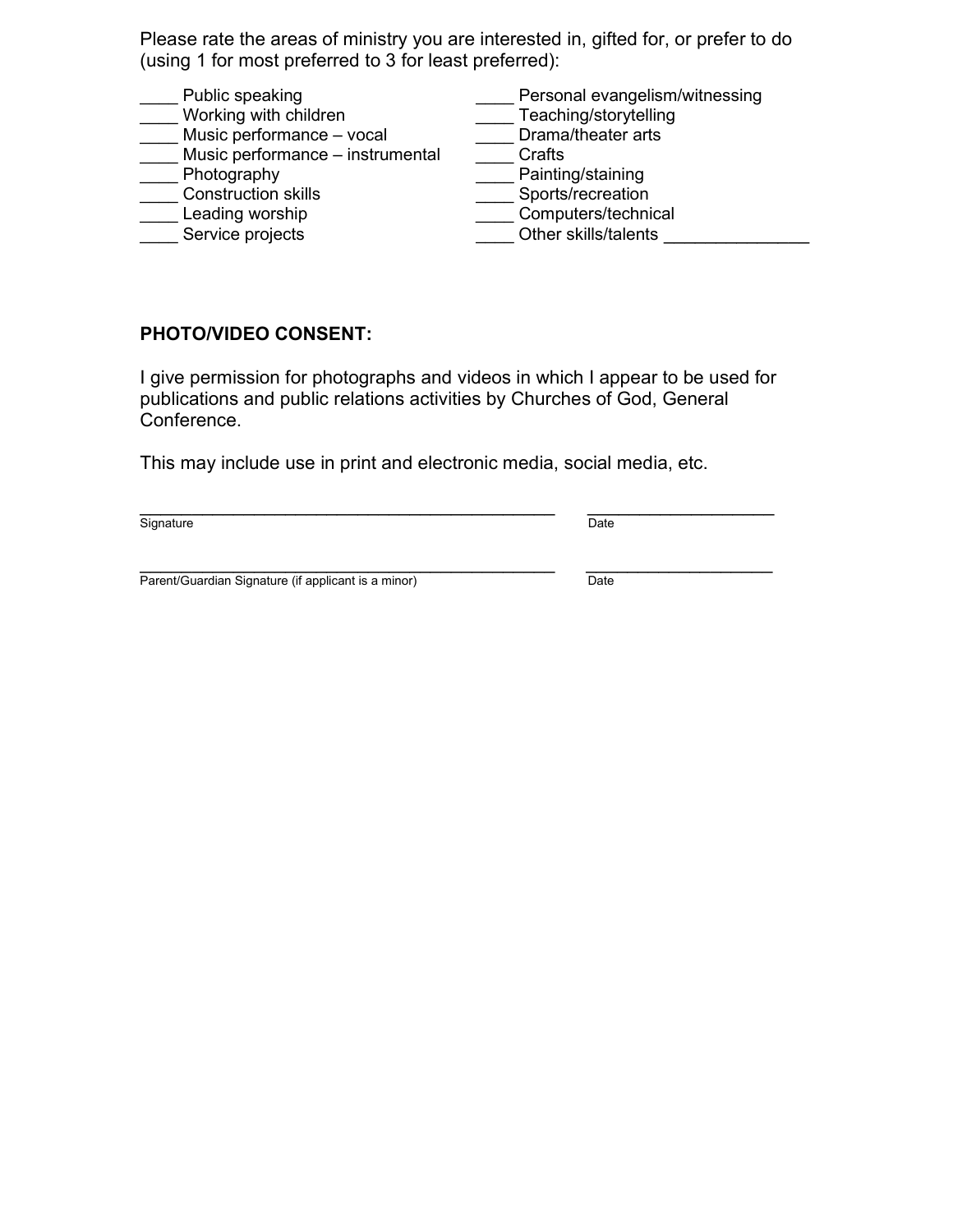Please rate the areas of ministry you are interested in, gifted for, or prefer to do (using 1 for most preferred to 3 for least preferred):

____ Public speaking
____ Working with children
____ Music performance – vocal
____ Music performance – instrumental
____ Photography
____ Construction skills
____ Leading worship
____ Service projects
____ Personal evangelism/witnessing
____ Teaching/storytelling
____ Drama/theater arts
____ Crafts
____ Painting/staining
____ Sports/recreation
____ Computers/technical
____ Other skills/talents _______________

**PHOTO/VIDEO CONSENT:**

I give permission for photographs and videos in which I appear to be used for publications and public relations activities by Churches of God, General Conference.

This may include use in print and electronic media, social media, etc.

_____________________________________________ ____________________
Signature Date

_____________________________________________ ____________________
Parent/Guardian Signature (if applicant is a minor) Date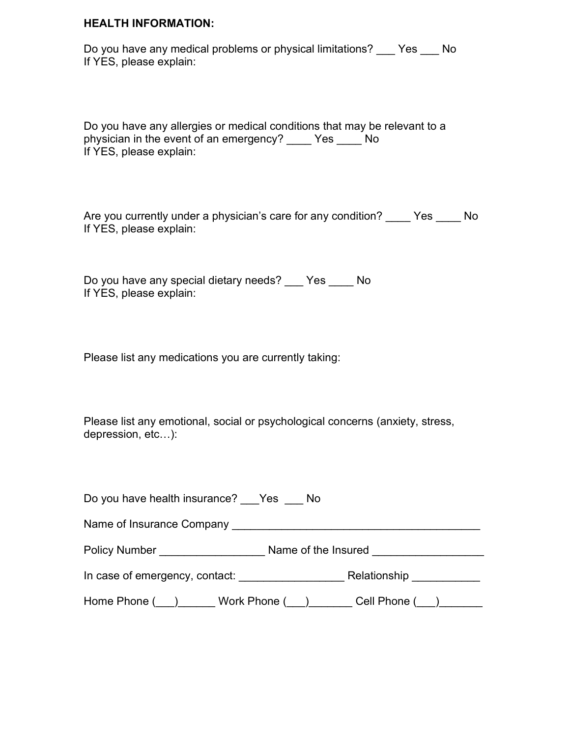**HEALTH INFORMATION:**

Do you have any medical problems or physical limitations? ___ Yes ___ No
If YES, please explain:

Do you have any allergies or medical conditions that may be relevant to a physician in the event of an emergency? ____ Yes ____ No
If YES, please explain:

Are you currently under a physician's care for any condition? ____ Yes ____ No
If YES, please explain:

Do you have any special dietary needs? ___ Yes ____ No
If YES, please explain:

Please list any medications you are currently taking:

Please list any emotional, social or psychological concerns (anxiety, stress, depression, etc…):

Do you have health insurance? ___Yes ___ No

Name of Insurance Company ________________________________________

Policy Number _________________ Name of the Insured __________________

In case of emergency, contact: _________________ Relationship ___________

Home Phone (___)______ Work Phone (___)_______ Cell Phone (___)_______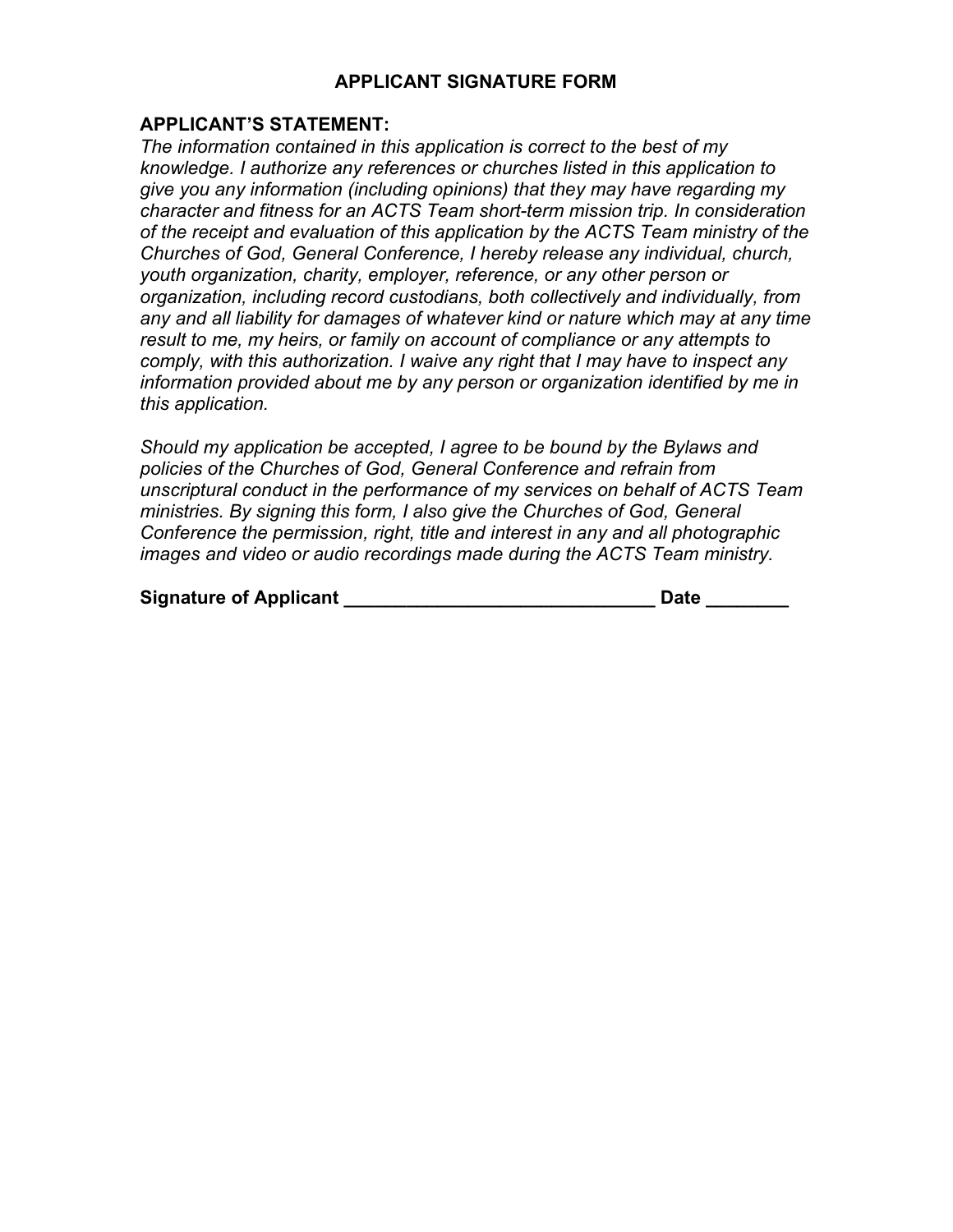# APPLICANT SIGNATURE FORM

**APPLICANT'S STATEMENT:**

*The information contained in this application is correct to the best of my knowledge. I authorize any references or churches listed in this application to give you any information (including opinions) that they may have regarding my character and fitness for an ACTS Team short-term mission trip. In consideration of the receipt and evaluation of this application by the ACTS Team ministry of the Churches of God, General Conference, I hereby release any individual, church, youth organization, charity, employer, reference, or any other person or organization, including record custodians, both collectively and individually, from any and all liability for damages of whatever kind or nature which may at any time result to me, my heirs, or family on account of compliance or any attempts to comply, with this authorization. I waive any right that I may have to inspect any information provided about me by any person or organization identified by me in this application.*

*Should my application be accepted, I agree to be bound by the Bylaws and policies of the Churches of God, General Conference and refrain from unscriptural conduct in the performance of my services on behalf of ACTS Team ministries. By signing this form, I also give the Churches of God, General Conference the permission, right, title and interest in any and all photographic images and video or audio recordings made during the ACTS Team ministry.*

**Signature of Applicant _____________________________ Date ________**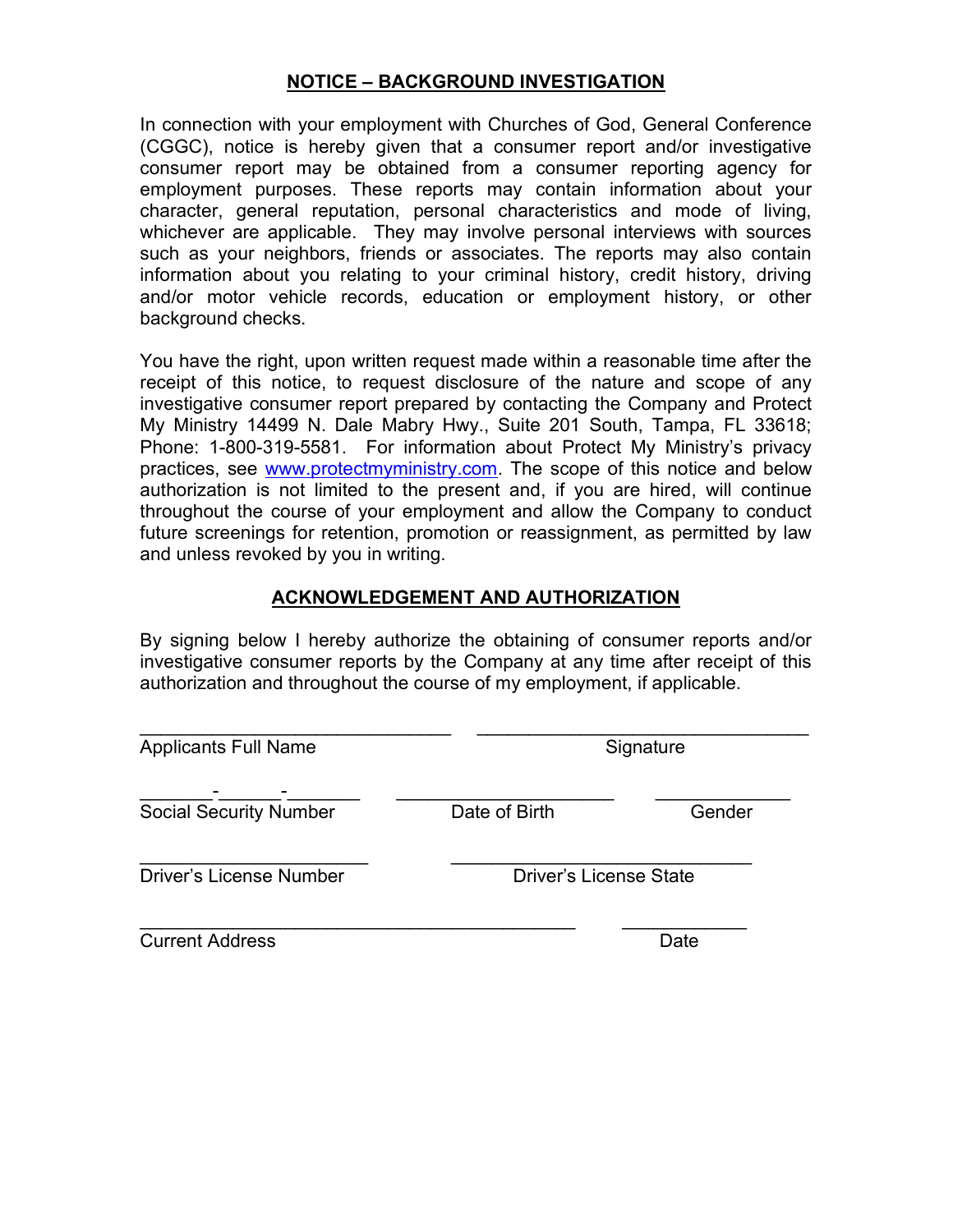## NOTICE – BACKGROUND INVESTIGATION

In connection with your employment with Churches of God, General Conference (CGGC), notice is hereby given that a consumer report and/or investigative consumer report may be obtained from a consumer reporting agency for employment purposes. These reports may contain information about your character, general reputation, personal characteristics and mode of living, whichever are applicable. They may involve personal interviews with sources such as your neighbors, friends or associates. The reports may also contain information about you relating to your criminal history, credit history, driving and/or motor vehicle records, education or employment history, or other background checks.

You have the right, upon written request made within a reasonable time after the receipt of this notice, to request disclosure of the nature and scope of any investigative consumer report prepared by contacting the Company and Protect My Ministry 14499 N. Dale Mabry Hwy., Suite 201 South, Tampa, FL 33618; Phone: 1-800-319-5581. For information about Protect My Ministry's privacy practices, see www.protectmyministry.com. The scope of this notice and below authorization is not limited to the present and, if you are hired, will continue throughout the course of your employment and allow the Company to conduct future screenings for retention, promotion or reassignment, as permitted by law and unless revoked by you in writing.

## ACKNOWLEDGEMENT AND AUTHORIZATION

By signing below I hereby authorize the obtaining of consumer reports and/or investigative consumer reports by the Company at any time after receipt of this authorization and throughout the course of my employment, if applicable.

______________________________ ________________________________
Applicants Full Name Signature

_______-______-_______ _____________________ _____________
Social Security Number Date of Birth Gender

______________________ _____________________________
Driver's License Number Driver's License State

__________________________________________ ____________
Current Address Date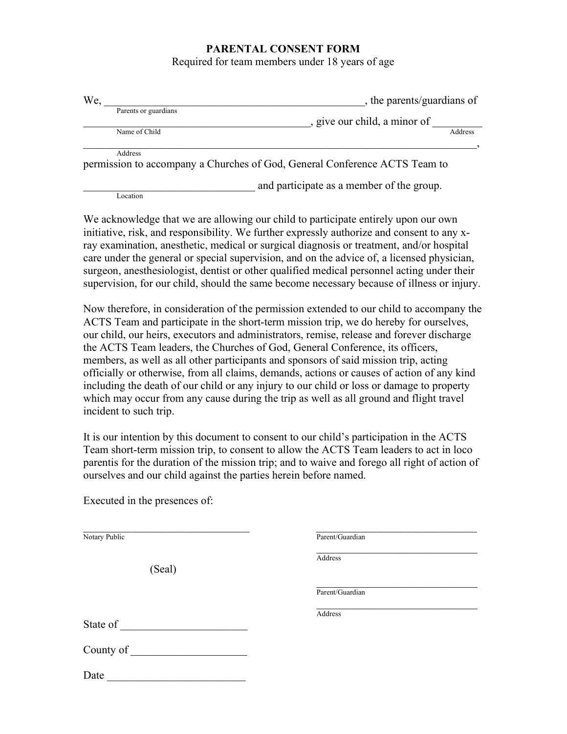**PARENTAL CONSENT FORM**

Required for team members under 18 years of age

We, _______________________________________________, the parents/guardians of
Parents or guardians

_________________________________________, give our child, a minor of _________
Name of Child                                                                                                    Address

__________________________________________________________________________,
Address

permission to accompany a Churches of God, General Conference ACTS Team to

______________________________ and participate as a member of the group.
Location

We acknowledge that we are allowing our child to participate entirely upon our own initiative, risk, and responsibility. We further expressly authorize and consent to any x-ray examination, anesthetic, medical or surgical diagnosis or treatment, and/or hospital care under the general or special supervision, and on the advice of, a licensed physician, surgeon, anesthesiologist, dentist or other qualified medical personnel acting under their supervision, for our child, should the same become necessary because of illness or injury.

Now therefore, in consideration of the permission extended to our child to accompany the ACTS Team and participate in the short-term mission trip, we do hereby for ourselves, our child, our heirs, executors and administrators, remise, release and forever discharge the ACTS Team leaders, the Churches of God, General Conference, its officers, members, as well as all other participants and sponsors of said mission trip, acting officially or otherwise, from all claims, demands, actions or causes of action of any kind including the death of our child or any injury to our child or loss or damage to property which may occur from any cause during the trip as well as all ground and flight travel incident to such trip.

It is our intention by this document to consent to our child's participation in the ACTS Team short-term mission trip, to consent to allow the ACTS Team leaders to act in loco parentis for the duration of the mission trip; and to waive and forego all right of action of ourselves and our child against the parties herein before named.

Executed in the presences of:

_______________________________
Notary Public

(Seal)

_______________________________
Parent/Guardian

_______________________________
Address

_______________________________
Parent/Guardian

_______________________________
Address

State of ______________________

County of ____________________

Date ________________________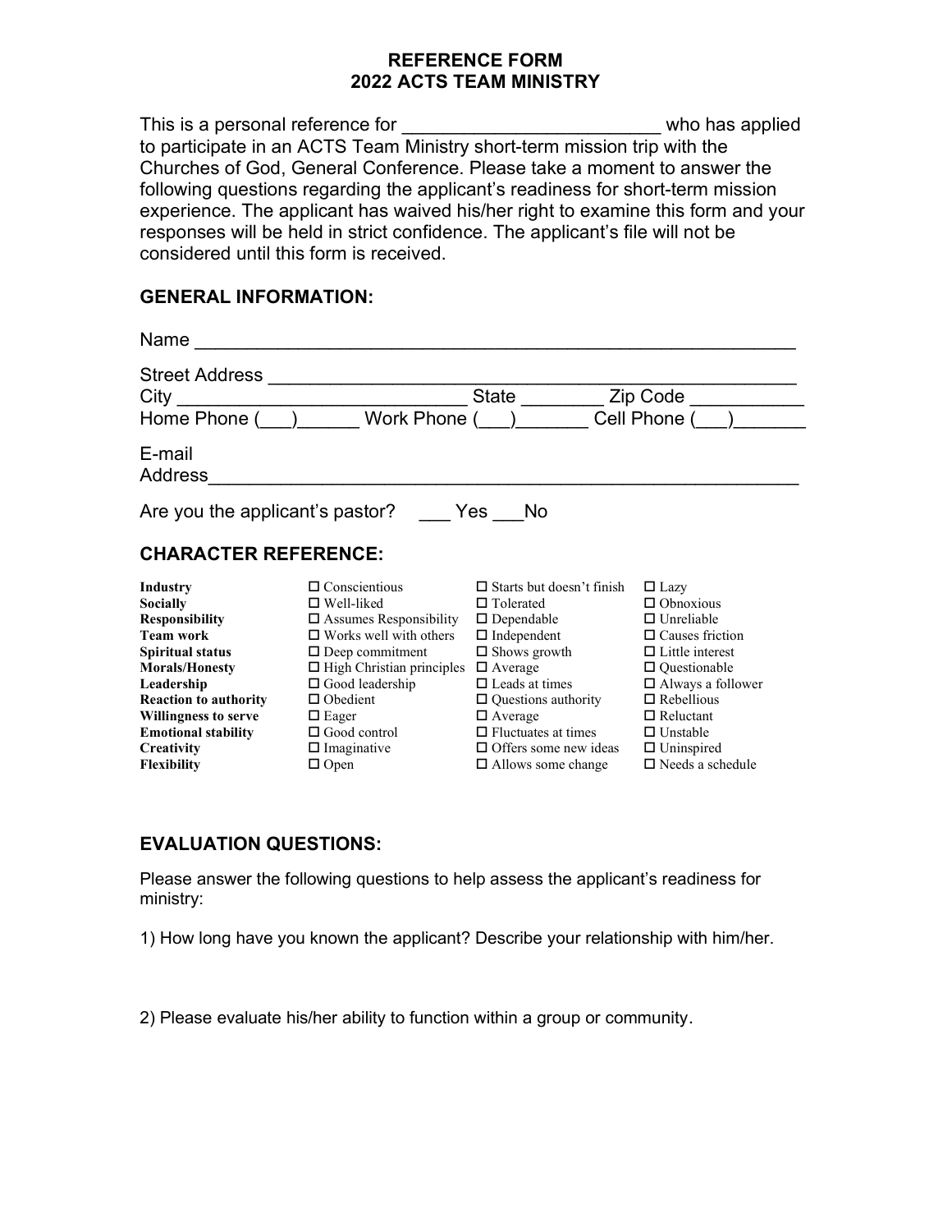# REFERENCE FORM
# 2022 ACTS TEAM MINISTRY

This is a personal reference for ________________________ who has applied to participate in an ACTS Team Ministry short-term mission trip with the Churches of God, General Conference. Please take a moment to answer the following questions regarding the applicant's readiness for short-term mission experience. The applicant has waived his/her right to examine this form and your responses will be held in strict confidence. The applicant's file will not be considered until this form is received.

## GENERAL INFORMATION:

Name ___________________________________________________________

Street Address ___________________________________________________
City ____________________________ State ________ Zip Code ___________
Home Phone (___)______ Work Phone (___)_______ Cell Phone (___)_______

E-mail Address___________________________________________________

Are you the applicant's pastor? ___ Yes ___No

## CHARACTER REFERENCE:

| | | | |
|---|---|---|---|
| **Industry** | ☐ Conscientious | ☐ Starts but doesn't finish | ☐ Lazy |
| **Socially** | ☐ Well-liked | ☐ Tolerated | ☐ Obnoxious |
| **Responsibility** | ☐ Assumes Responsibility | ☐ Dependable | ☐ Unreliable |
| **Team work** | ☐ Works well with others | ☐ Independent | ☐ Causes friction |
| **Spiritual status** | ☐ Deep commitment | ☐ Shows growth | ☐ Little interest |
| **Morals/Honesty** | ☐ High Christian principles | ☐ Average | ☐ Questionable |
| **Leadership** | ☐ Good leadership | ☐ Leads at times | ☐ Always a follower |
| **Reaction to authority** | ☐ Obedient | ☐ Questions authority | ☐ Rebellious |
| **Willingness to serve** | ☐ Eager | ☐ Average | ☐ Reluctant |
| **Emotional stability** | ☐ Good control | ☐ Fluctuates at times | ☐ Unstable |
| **Creativity** | ☐ Imaginative | ☐ Offers some new ideas | ☐ Uninspired |
| **Flexibility** | ☐ Open | ☐ Allows some change | ☐ Needs a schedule |

## EVALUATION QUESTIONS:

Please answer the following questions to help assess the applicant's readiness for ministry:

1) How long have you known the applicant? Describe your relationship with him/her.

2) Please evaluate his/her ability to function within a group or community.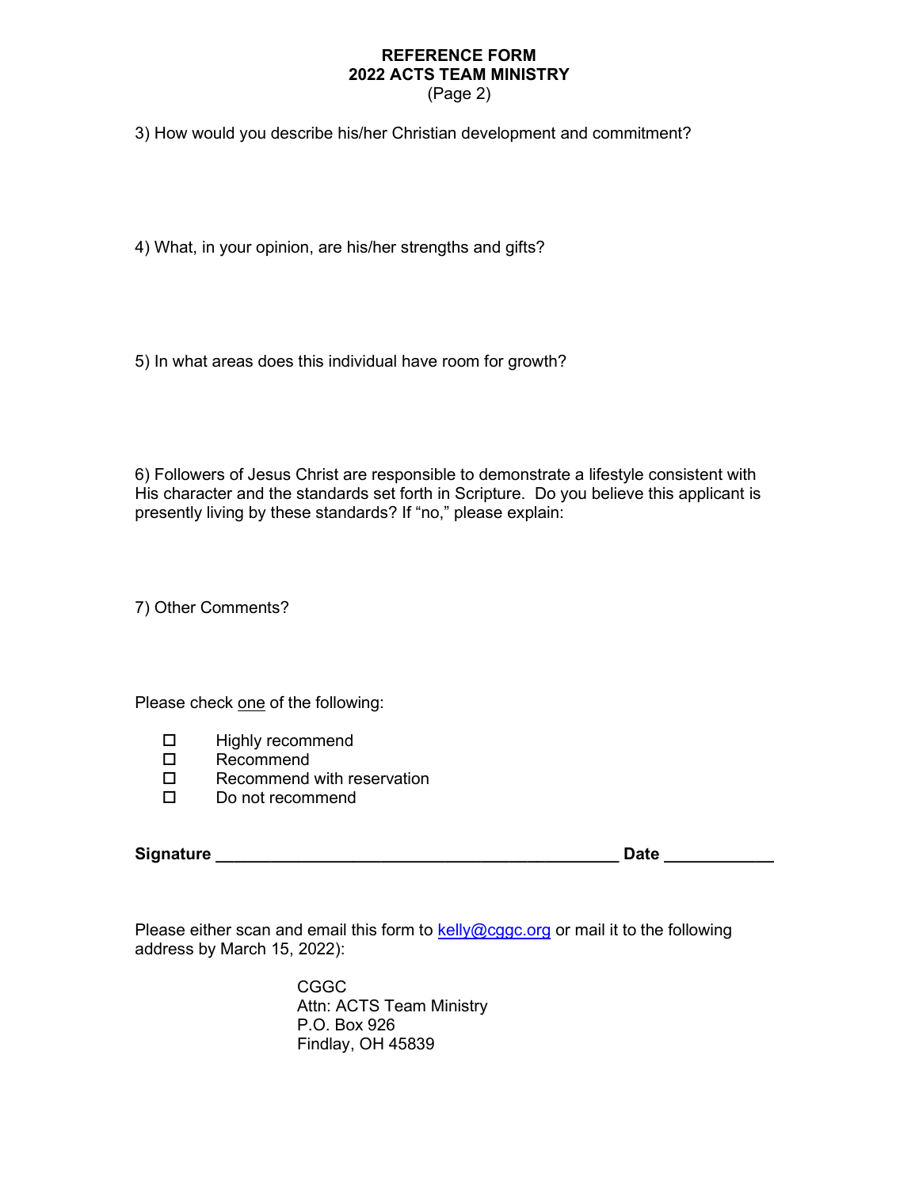**REFERENCE FORM**
**2022 ACTS TEAM MINISTRY**
(Page 2)

3) How would you describe his/her Christian development and commitment?

4) What, in your opinion, are his/her strengths and gifts?

5) In what areas does this individual have room for growth?

6) Followers of Jesus Christ are responsible to demonstrate a lifestyle consistent with His character and the standards set forth in Scripture. Do you believe this applicant is presently living by these standards? If "no," please explain:

7) Other Comments?

Please check <u>one</u> of the following:

- ☐ Highly recommend
- ☐ Recommend
- ☐ Recommend with reservation
- ☐ Do not recommend

**Signature \_\_\_\_\_\_\_\_\_\_\_\_\_\_\_\_\_\_\_\_\_\_\_\_\_\_\_\_\_\_\_\_\_\_\_\_\_\_\_\_\_\_\_\_ Date \_\_\_\_\_\_\_\_\_\_\_\_**

Please either scan and email this form to kelly@cggc.org or mail it to the following address by March 15, 2022):

CGGC
Attn: ACTS Team Ministry
P.O. Box 926
Findlay, OH 45839